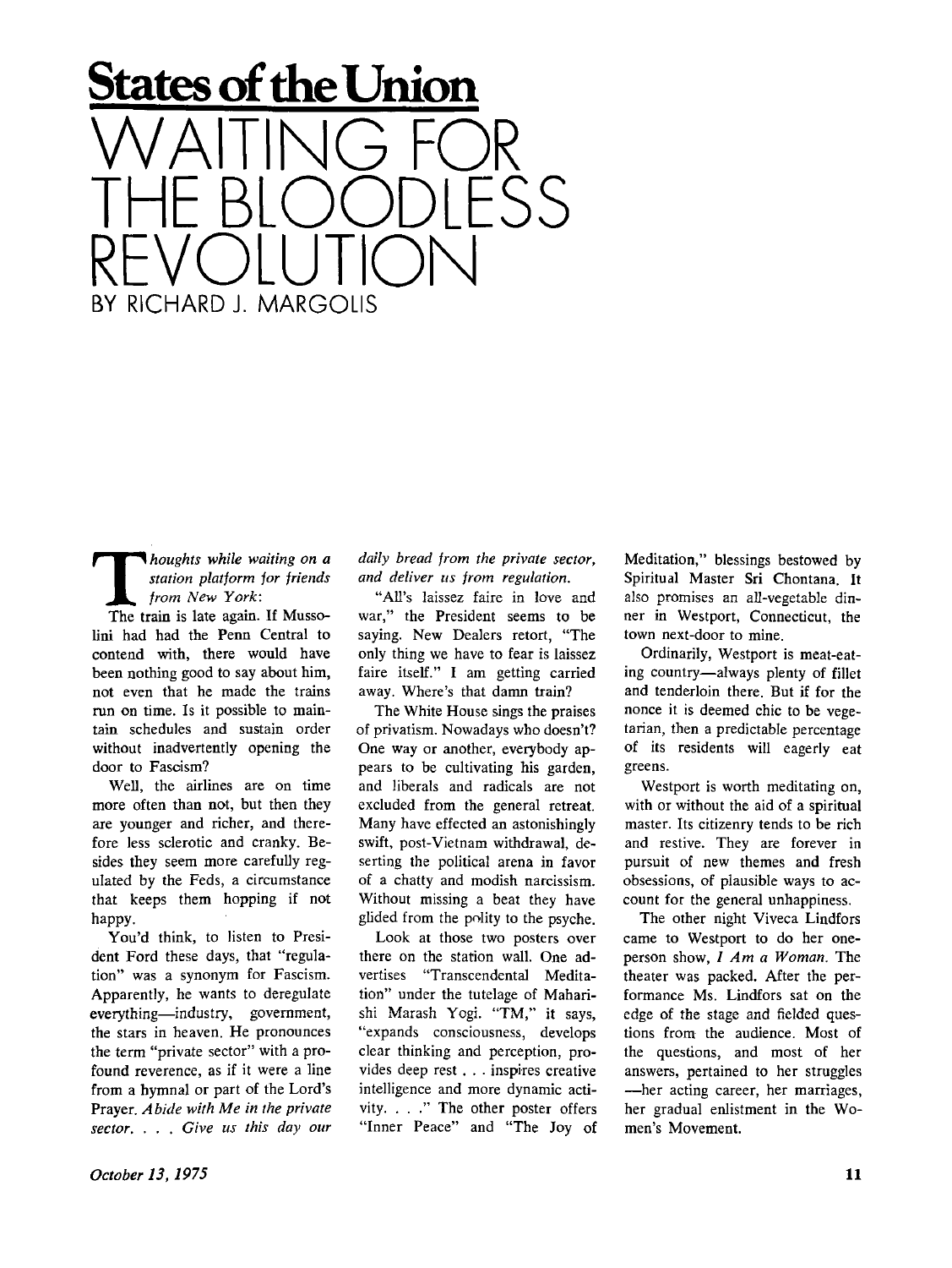## States of the Union

# WAITING FOR THE BLOODLESS REVOLUTION

BY RICHARD J. MARGOLIS

*Thoughts while waiting on a station platform for friends from New York:*

The train is late again. If Mussolini had had the Penn Central to contend with, there would have been nothing good to say about him, not even that he made the trains run on time. Is it possible to maintain schedules and sustain order without inadvertently opening the door to Fascism?

Well, the airlines are on time more often than not, but then they are younger and richer, and therefore less sclerotic and cranky. Besides they seem more carefully regulated by the Feds, a circumstance that keeps them hopping if not happy.

You'd think, to listen to President Ford these days, that "regulation" was a synonym for Fascism. Apparently, he wants to deregulate everything—industry, government, the stars in heaven. He pronounces the term "private sector" with a profound reverence, as if it were a line from a hymnal or part of the Lord's Prayer. *Abide with Me in the private sector. . . . Give us this day our daily bread from the private sector, and deliver us from regulation.*

"All's laissez faire in love and war," the President seems to be saying. New Dealers retort, "The only thing we have to fear is laissez faire itself." I am getting carried away. Where's that damn train?

The White House sings the praises of privatism. Nowadays who doesn't? One way or another, everybody appears to be cultivating his garden, and liberals and radicals are not excluded from the general retreat. Many have effected an astonishingly swift, post-Vietnam withdrawal, deserting the political arena in favor of a chatty and modish narcissism. Without missing a beat they have glided from the polity to the psyche.

Look at those two posters over there on the station wall. One advertises "Transcendental Meditation" under the tutelage of Maharishi Marash Yogi. "TM," it says, "expands consciousness, develops clear thinking and perception, provides deep rest . . . inspires creative intelligence and more dynamic activity. . . ." The other poster offers "Inner Peace" and "The Joy of Meditation," blessings bestowed by Spiritual Master Sri Chontana. It also promises an all-vegetable dinner in Westport, Connecticut, the town next-door to mine.

Ordinarily, Westport is meat-eating country—always plenty of fillet and tenderloin there. But if for the nonce it is deemed chic to be vegetarian, then a predictable percentage of its residents will eagerly eat greens.

Westport is worth meditating on, with or without the aid of a spiritual master. Its citizenry tends to be rich and restive. They are forever in pursuit of new themes and fresh obsessions, of plausible ways to account for the general unhappiness.

The other night Viveca Lindfors came to Westport to do her one-person show, *I Am a Woman.* The theater was packed. After the performance Ms. Lindfors sat on the edge of the stage and fielded questions from the audience. Most of the questions, and most of her answers, pertained to her struggles—her acting career, her marriages, her gradual enlistment in the Women's Movement.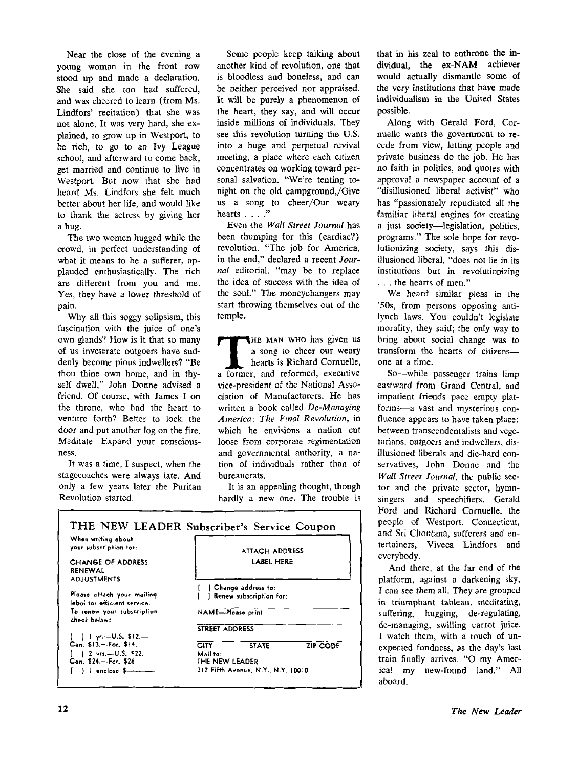Near the close of the evening a young woman in the front row stood up and made a declaration. She said she too had suffered, and was cheered to learn (from Ms. Lindfors' recitation) that she was not alone. It was very hard, she explained, to grow up in Westport, to be rich, to go to an Ivy League school, and afterward to come back, get married and continue to live in Westport. But now that she had heard Ms. Lindfors she felt much better about her life, and would like to thank the actress by giving her a hug.

The two women hugged while the crowd, in perfect understanding of what it means to be a sufferer, applauded enthusiastically. The rich are different from you and me. Yes, they have a lower threshold of pain.

Why all this soggy solipsism, this fascination with the juice of one's own glands? How is it that so many of us inveterate outgoers have suddenly become pious indwellers? "Be thou thine own home, and in thyself dwell," John Donne advised a friend. Of course, with James I on the throne, who had the heart to venture forth? Better to lock the door and put another log on the fire. Meditate. Expand your consciousness.

It was a time, I suspect, when the stagecoaches were always late. And only a few years later the Puritan Revolution started.

Some people keep talking about another kind of revolution, one that is bloodless and boneless, and can be neither perceived nor appraised. It will be purely a phenomenon of the heart, they say, and will occur inside millions of individuals. They see this revolution turning the U.S. into a huge and perpetual revival meeting, a place where each citizen concentrates on working toward personal salvation. "We're tenting tonight on the old campground,/Give us a song to cheer/Our weary hearts . . . ."

Even the *Wall Street Journal* has been thumping for this (cardiac?) revolution. "The job for America, in the end," declared a recent *Journal* editorial, "may be to replace the idea of success with the idea of the soul." The moneychangers may start throwing themselves out of the temple.

THE MAN WHO has given us a song to cheer our weary hearts is Richard Cornuelle, a former, and reformed, executive vice-president of the National Association of Manufacturers. He has written a book called *De-Managing America: The Final Revolution*, in which he envisions a nation cut loose from corporate regimentation and governmental authority, a nation of individuals rather than of bureaucrats.

It is an appealing thought, though hardly a new one. The trouble is that in his zeal to enthrone the individual, the ex-NAM achiever would actually dismantle some of the very institutions that have made individualism in the United States possible.

Along with Gerald Ford, Cornuelle wants the government to recede from view, letting people and private business do the job. He has no faith in politics, and quotes with approval a newspaper account of a "disillusioned liberal activist" who has "passionately repudiated all the familiar liberal engines for creating a just society—legislation, politics, programs." The sole hope for revolutionizing society, says this disillusioned liberal, "does not lie in its institutions but in revolutionizing . . . the hearts of men."

We heard similar pleas in the '50s, from persons opposing antilynch laws. You couldn't legislate morality, they said; the only way to bring about social change was to transform the hearts of citizens—one at a time.

So—while passenger trains limp eastward from Grand Central, and impatient friends pace empty platforms—a vast and mysterious confluence appears to have taken place: between transcendentalists and vegetarians, outgoers and indwellers, disillusioned liberals and die-hard conservatives, John Donne and the *Wall Street Journal*, the public sector and the private sector, hymnsingers and speechifiers, Gerald Ford and Richard Cornuelle, the people of Westport, Connecticut, and Sri Chontana, sufferers and entertainers, Viveca Lindfors and everybody.

And there, at the far end of the platform, against a darkening sky, I can see them all. They are grouped in triumphant tableau, meditating, suffering, hugging, de-regulating, de-managing, swilling carrot juice. I watch them, with a touch of unexpected fondness, as the day's last train finally arrives. "O my America! my new-found land." All aboard.

## THE NEW LEADER Subscriber's Service Coupon

When writing about your subscription for:

CHANGE OF ADDRESS
RENEWAL
ADJUSTMENTS

Please attach your mailing label for efficient service.
To renew your subscription check below:

( ) 1 yr.—U.S. $12.— Can. $13.—For. $14.
( ) 2 yrs.—U.S. $22. Can. $24.—For. $26
( ) I enclose $———

ATTACH ADDRESS LABEL HERE

( ) Change address to:
( ) Renew subscription for:

NAME—Please print

STREET ADDRESS

CITY STATE ZIP CODE

Mail to:
THE NEW LEADER
212 Fifth Avenue, N.Y., N.Y. 10010